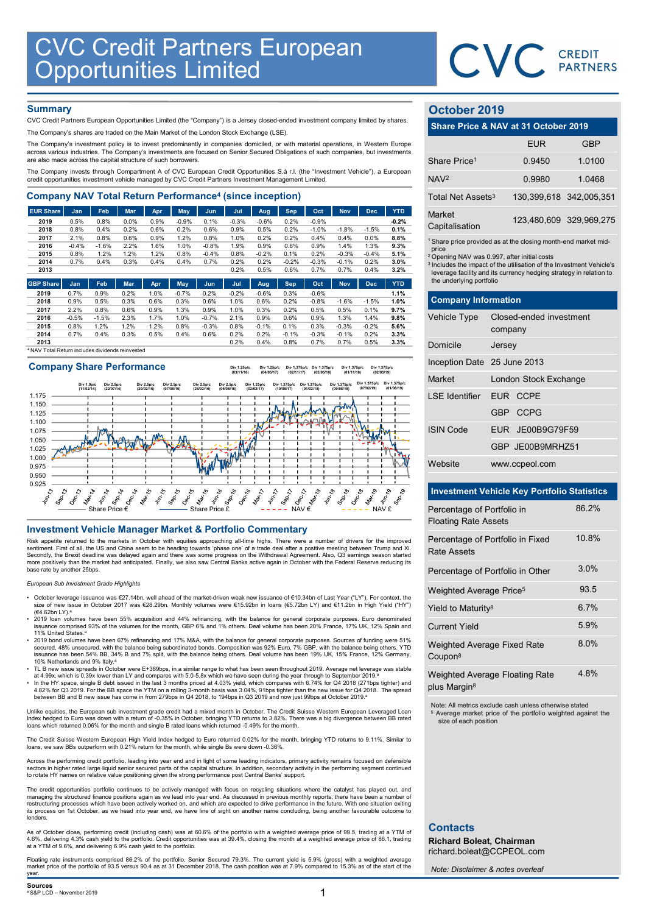# CVC Credit Partners European Opportunities Limited

## Summary

CVC Credit Partners European Opportunities Limited (the "Company") is a Jersey closed-ended investment company limited by shares.

The Company's shares are traded on the Main Market of the London Stock Exchange (LSE).

The Company's investment policy is to invest predominantly in companies domiciled, or with material operations, in Western Europe across various industries. The Company's investments are focused on Senior Secured Obligations of such companies, but investments are also made across the capital structure of such borrowers.

The Company invests through Compartment A of CVC European Credit Opportunities S.à r.l. (the "Investment Vehicle"), a European credit opportunities investment vehicle managed by CVC Credit Partners Investment Management Limited.

## Company NAV Total Return Performance[4] (since inception)

| EUR Share | Jan | Feb | Mar | Apr | May | Jun | Jul | Aug | Sep | Oct | Nov | Dec | YTD |
|---|---|---|---|---|---|---|---|---|---|---|---|---|---|
| 2019 | 0.5% | 0.8% | 0.0% | 0.9% | -0.9% | 0.1% | -0.3% | -0.6% | 0.2% | -0.9% | | | -0.2% |
| 2018 | 0.8% | 0.4% | 0.2% | 0.6% | 0.2% | 0.6% | 0.9% | 0.5% | 0.2% | -1.0% | -1.8% | -1.5% | 0.1% |
| 2017 | 2.1% | 0.8% | 0.6% | 0.9% | 1.2% | 0.8% | 1.0% | 0.2% | 0.2% | 0.4% | 0.4% | 0.0% | 8.8% |
| 2016 | -0.4% | -1.6% | 2.2% | 1.6% | 1.0% | -0.8% | 1.9% | 0.9% | 0.6% | 0.9% | 1.4% | 1.3% | 9.3% |
| 2015 | 0.8% | 1.2% | 1.2% | 1.2% | 0.8% | -0.4% | 0.8% | -0.2% | 0.1% | 0.2% | -0.3% | -0.4% | 5.1% |
| 2014 | 0.7% | 0.4% | 0.3% | 0.4% | 0.4% | 0.7% | 0.2% | 0.2% | -0.2% | -0.3% | -0.1% | 0.2% | 3.0% |
| 2013 | | | | | | | 0.2% | 0.5% | 0.6% | 0.7% | 0.7% | 0.4% | 3.2% |

| GBP Share | Jan | Feb | Mar | Apr | May | Jun | Jul | Aug | Sep | Oct | Nov | Dec | YTD |
|---|---|---|---|---|---|---|---|---|---|---|---|---|---|
| 2019 | 0.7% | 0.9% | 0.2% | 1.0% | -0.7% | 0.2% | -0.2% | -0.6% | 0.3% | -0.6% | | | 1.1% |
| 2018 | 0.9% | 0.5% | 0.3% | 0.6% | 0.3% | 0.6% | 1.0% | 0.6% | 0.2% | -0.8% | -1.6% | -1.5% | 1.0% |
| 2017 | 2.2% | 0.8% | 0.6% | 0.9% | 1.3% | 0.9% | 1.0% | 0.3% | 0.2% | 0.5% | 0.5% | 0.1% | 9.7% |
| 2016 | -0.5% | -1.5% | 2.3% | 1.7% | 1.0% | -0.7% | 2.1% | 0.9% | 0.6% | 0.9% | 1.3% | 1.4% | 9.8% |
| 2015 | 0.8% | 1.2% | 1.2% | 1.2% | 0.8% | -0.3% | 0.8% | -0.1% | 0.1% | 0.3% | -0.3% | -0.2% | 5.6% |
| 2014 | 0.7% | 0.4% | 0.3% | 0.5% | 0.4% | 0.6% | 0.2% | 0.2% | -0.1% | -0.3% | -0.1% | 0.2% | 3.3% |
| 2013 | | | | | | | 0.2% | 0.4% | 0.8% | 0.7% | 0.7% | 0.5% | 3.3% |

[4] NAV Total Return includes dividends reinvested

## Company Share Performance

Div 1.0p/c (11/02/14); Div 2.5p/c (22/07/14); Div 2.5p/c (20/02/15); Div 2.5p/c (07/08/15); Div 2.5p/c (26/02/16); Div 2.5p/c (05/08/16); Div 1.25p/c (03/11/16); Div 1.25p/c (02/02/17); Div 1.25p/c (04/05/17); Div 1.375p/c (10/08/17); Div 1.375p/c (02/11/17); Div 1.375p/c (01/02/18); Div 1.375p/c (03/05/18); Div 1.375p/c (09/08/18); Div 1.375p/c (01/11/18); Div 1.375p/c (07/02/19); Div 1.375p/c (02/05/19); Div 1.375p/c (01/08/19)

Share Price € — Share Price £ — NAV € — NAV £

## Investment Vehicle Manager Market & Portfolio Commentary

Risk appetite returned to the markets in October with equities approaching all-time highs. There were a number of drivers for the improved sentiment. First of all, the US and China seem to be heading towards 'phase one' of a trade deal after a positive meeting between Trump and Xi. Secondly, the Brexit deadline was delayed again and there was some progress on the Withdrawal Agreement. Also, Q3 earnings season started more positively than the market had anticipated. Finally, we also saw Central Banks active again in October with the Federal Reserve reducing its base rate by another 25bps.

*European Sub Investment Grade Highlights*

- October leverage issuance was €27.14bn, well ahead of the market-driven weak new issuance of €10.34bn of Last Year ("LY"). For context, the size of new issue in October 2017 was €28.29bn. Monthly volumes were €15.92bn in loans (€5.72bn LY) and €11.2bn in High Yield ("HY") (€4.62bn LY).[a]
- 2019 loan volumes have been 55% acquisition and 44% refinancing, with the balance for general corporate purposes. Euro denominated issuance comprised 93% of the volumes for the month, GBP 6% and 1% others. Deal volume has been 20% France, 17% UK, 12% Spain and 11% United States.[a]
- 2019 bond volumes have been 67% refinancing and 17% M&A, with the balance for general corporate purposes. Sources of funding were 51% secured, 48% unsecured, with the balance being subordinated bonds. Composition was 92% Euro, 7% GBP, with the balance being others. YTD issuance has been 54% BB, 34% B and 7% split, with the balance being others. Deal volume has been 19% UK, 15% France, 12% Germany, 10% Netherlands and 9% Italy.[a]
- TL B new issue spreads in October were E+389bps, in a similar range to what has been seen throughout 2019. Average net leverage was stable at 4.99x, which is 0.39x lower than LY and compares with 5.0-5.8x which we have seen during the year through to September 2019.[a]
- In the HY space, single B debt issued in the last 3 months priced at 4.03% yield, which compares with 6.74% for Q4 2018 (271bps tighter) and 4.82% for Q3 2019. For the BB space the YTM on a rolling 3-month basis was 3.04%, 91bps tighter than the new issue for Q4 2018. The spread between BB and B new issue has come in from 279bps in Q4 2018, to 194bps in Q3 2019 and now just 99bps at October 2019.[a]

Unlike equities, the European sub investment grade credit had a mixed month in October. The Credit Suisse Western European Leveraged Loan Index hedged to Euro was down with a return of -0.35% in October, bringing YTD returns to 3.82%. There was a big divergence between BB rated loans which returned 0.06% for the month and single B rated loans which returned -0.49% for the month.

The Credit Suisse Western European High Yield Index hedged to Euro returned 0.02% for the month, bringing YTD returns to 9.11%. Similar to loans, we saw BBs outperform with 0.21% return for the month, while single Bs were down -0.36%.

Across the performing credit portfolio, leading into year end and in light of some leading indicators, primary activity remains focused on defensible sectors in higher rated large liquid senior secured parts of the capital structure. In addition, secondary activity in the performing segment continued to rotate HY names on relative value positioning given the strong performance post Central Banks' support.

The credit opportunities portfolio continues to be actively managed with focus on recycling situations where the catalyst has played out, and managing the structured finance positions again as we lead into year end. As discussed in previous monthly reports, there have been a number of restructuring processes which have been actively worked on, and which are expected to drive performance in the future. With one situation exiting its process on 1st October, as we head into year end, we have line of sight on another name concluding, being another favourable outcome to lenders.

As of October close, performing credit (including cash) was at 60.6% of the portfolio with a weighted average price of 99.5, trading at a YTM of 4.6%, delivering 4.3% cash yield to the portfolio. Credit opportunities was at 39.4%, closing the month at a weighted average price of 86.1, trading at a YTM of 9.6%, and delivering 6.9% cash yield to the portfolio.

Floating rate instruments comprised 86.2% of the portfolio. Senior Secured 79.3%. The current yield is 5.9% (gross) with a weighted average market price of the portfolio of 93.5 versus 90.4 as at 31 December 2018. The cash position was at 7.9% compared to 15.3% as of the start of the year.

**Sources**
[a] S&P LCD – November 2019

## October 2019

### Share Price & NAV at 31 October 2019

| | EUR | GBP |
|---|---|---|
| Share Price[1] | 0.9450 | 1.0100 |
| NAV[2] | 0.9980 | 1.0468 |
| Total Net Assets[3] | 130,399,618 | 342,005,351 |
| Market Capitalisation | 123,480,609 | 329,969,275 |

[1] Share price provided as at the closing month-end market mid-price
[2] Opening NAV was 0.997, after initial costs
[3] Includes the impact of the utilisation of the Investment Vehicle's leverage facility and its currency hedging strategy in relation to the underlying portfolio

### Company Information

| | |
|---|---|
| Vehicle Type | Closed-ended investment company |
| Domicile | Jersey |
| Inception Date | 25 June 2013 |
| Market | London Stock Exchange |
| LSE Identifier | EUR CCPE |
| | GBP CCPG |
| ISIN Code | EUR JE00B9G79F59 |
| | GBP JE00B9MRHZ51 |
| Website | www.ccpeol.com |

### Investment Vehicle Key Portfolio Statistics

| | |
|---|---|
| Percentage of Portfolio in Floating Rate Assets | 86.2% |
| Percentage of Portfolio in Fixed Rate Assets | 10.8% |
| Percentage of Portfolio in Other | 3.0% |
| Weighted Average Price[5] | 93.5 |
| Yield to Maturity[8] | 6.7% |
| Current Yield | 5.9% |
| Weighted Average Fixed Rate Coupon[8] | 8.0% |
| Weighted Average Floating Rate plus Margin[8] | 4.8% |

Note: All metrics exclude cash unless otherwise stated
[5] Average market price of the portfolio weighted against the size of each position

### Contacts

**Richard Boleat, Chairman**
richard.boleat@CCPEOL.com

*Note: Disclaimer & notes overleaf*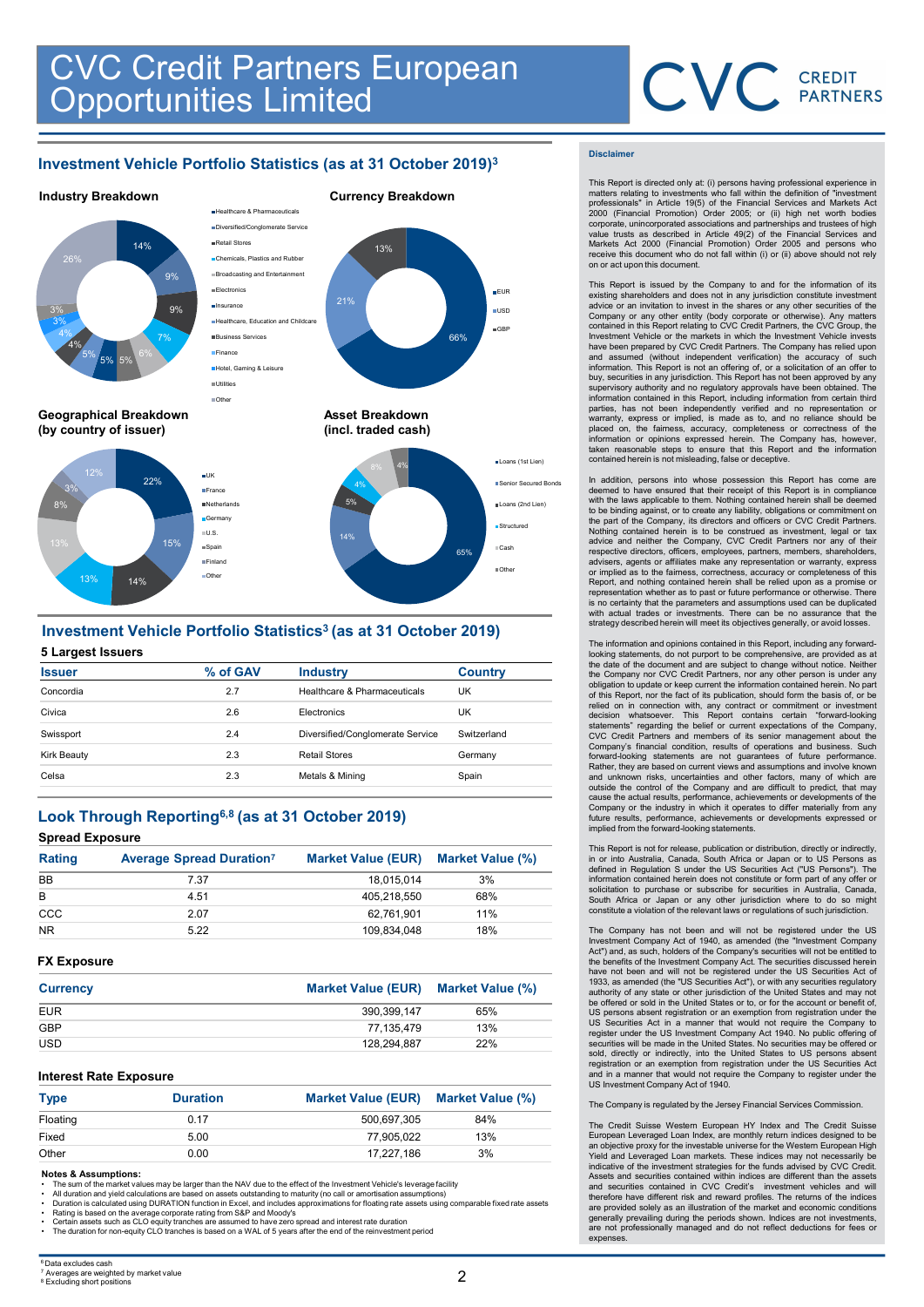# CVC Credit Partners European Opportunities Limited

CVC CREDIT PARTNERS

## Investment Vehicle Portfolio Statistics (as at 31 October 2019)[3]

### Industry Breakdown

14%
9%
9%
7%
6%
5%
5%
5%
4%
4%
3%
3%
26%

Healthcare & Pharmaceuticals
Diversified/Conglomerate Service
Retail Stores
Chemicals, Plastics and Rubber
Broadcasting and Entertainment
Electronics
Insurance
Healthcare, Education and Childcare
Business Services
Finance
Hotel, Gaming & Leisure
Utilities
Other

### Currency Breakdown

66%
21%
13%

EUR
USD
GBP

### Geographical Breakdown (by country of issuer)

22%
15%
14%
13%
13%
8%
3%
12%

UK
France
Netherlands
Germany
U.S.
Spain
Finland
Other

### Asset Breakdown (incl. traded cash)

65%
14%
5%
4%
8%
4%

Loans (1st Lien)
Senior Secured Bonds
Loans (2nd Lien)
Structured
Cash
Other

## Investment Vehicle Portfolio Statistics[3] (as at 31 October 2019)

### 5 Largest Issuers

| Issuer | % of GAV | Industry | Country |
|---|---|---|---|
| Concordia | 2.7 | Healthcare & Pharmaceuticals | UK |
| Civica | 2.6 | Electronics | UK |
| Swissport | 2.4 | Diversified/Conglomerate Service | Switzerland |
| Kirk Beauty | 2.3 | Retail Stores | Germany |
| Celsa | 2.3 | Metals & Mining | Spain |

## Look Through Reporting[6,8] (as at 31 October 2019)

### Spread Exposure

| Rating | Average Spread Duration[7] | Market Value (EUR) | Market Value (%) |
|---|---|---|---|
| BB | 7.37 | 18,015,014 | 3% |
| B | 4.51 | 405,218,550 | 68% |
| CCC | 2.07 | 62,761,901 | 11% |
| NR | 5.22 | 109,834,048 | 18% |

### FX Exposure

| Currency | Market Value (EUR) | Market Value (%) |
|---|---|---|
| EUR | 390,399,147 | 65% |
| GBP | 77,135,479 | 13% |
| USD | 128,294,887 | 22% |

### Interest Rate Exposure

| Type | Duration | Market Value (EUR) | Market Value (%) |
|---|---|---|---|
| Floating | 0.17 | 500,697,305 | 84% |
| Fixed | 5.00 | 77,905,022 | 13% |
| Other | 0.00 | 17,227,186 | 3% |

**Notes & Assumptions:**

- The sum of the market values may be larger than the NAV due to the effect of the Investment Vehicle's leverage facility
- All duration and yield calculations are based on assets outstanding to maturity (no call or amortisation assumptions)
- Duration is calculated using DURATION function in Excel, and includes approximations for floating rate assets using comparable fixed rate assets
- Rating is based on the average corporate rating from S&P and Moody's
- Certain assets such as CLO equity tranches are assumed to have zero spread and interest rate duration
- The duration for non-equity CLO tranches is based on a WAL of 5 years after the end of the reinvestment period

### Disclaimer

This Report is directed only at: (i) persons having professional experience in matters relating to investments who fall within the definition of "investment professionals" in Article 19(5) of the Financial Services and Markets Act 2000 (Financial Promotion) Order 2005; or (ii) high net worth bodies corporate, unincorporated associations and partnerships and trustees of high value trusts as described in Article 49(2) of the Financial Services and Markets Act 2000 (Financial Promotion) Order 2005 and persons who receive this document who do not fall within (i) or (ii) above should not rely on or act upon this document.

This Report is issued by the Company to and for the information of its existing shareholders and does not in any jurisdiction constitute investment advice or an invitation to invest in the shares or any other securities of the Company or any other entity (body corporate or otherwise). Any matters contained in this Report relating to CVC Credit Partners, the CVC Group, the Investment Vehicle or the markets in which the Investment Vehicle invests have been prepared by CVC Credit Partners. The Company has relied upon and assumed (without independent verification) the accuracy of such information. This Report is not an offering of, or a solicitation of an offer to buy, securities in any jurisdiction. This Report has not been approved by any supervisory authority and no regulatory approvals have been obtained. The information contained in this Report, including information from certain third parties, has not been independently verified and no representation or warranty, express or implied, is made as to, and no reliance should be placed on, the fairness, accuracy, completeness or correctness of the information or opinions expressed herein. The Company has, however, taken reasonable steps to ensure that this Report and the information contained herein is not misleading, false or deceptive.

In addition, persons into whose possession this Report has come are deemed to have ensured that their receipt of this Report is in compliance with the laws applicable to them. Nothing contained herein shall be deemed to be binding against, or to create any liability, obligations or commitment on the part of the Company, its directors and officers or CVC Credit Partners. Nothing contained herein is to be construed as investment, legal or tax advice and neither the Company, CVC Credit Partners nor any of their respective directors, officers, employees, partners, members, shareholders, advisers, agents or affiliates make any representation or warranty, express or implied as to the fairness, correctness, accuracy or completeness of this Report, and nothing contained herein shall be relied upon as a promise or representation whether as to past or future performance or otherwise. There is no certainty that the parameters and assumptions used can be duplicated with actual trades or investments. There can be no assurance that the strategy described herein will meet its objectives generally, or avoid losses.

The information and opinions contained in this Report, including any forward-looking statements, do not purport to be comprehensive, are provided as at the date of the document and are subject to change without notice. Neither the Company nor CVC Credit Partners, nor any other person is under any obligation to update or keep current the information contained herein. No part of this Report, nor the fact of its publication, should form the basis of, or be relied on in connection with, any contract or commitment or investment decision whatsoever. This Report contains certain "forward-looking statements" regarding the belief or current expectations of the Company, CVC Credit Partners and members of its senior management about the Company's financial condition, results of operations and business. Such forward-looking statements are not guarantees of future performance. Rather, they are based on current views and assumptions and involve known and unknown risks, uncertainties and other factors, many of which are outside the control of the Company and are difficult to predict, that may cause the actual results, performance, achievements or developments of the Company or the industry in which it operates to differ materially from any future results, performance, achievements or developments expressed or implied from the forward-looking statements.

This Report is not for release, publication or distribution, directly or indirectly, in or into Australia, Canada, South Africa or Japan or to US Persons as defined in Regulation S under the US Securities Act ("US Persons"). The information contained herein does not constitute or form part of any offer or solicitation to purchase or subscribe for securities in Australia, Canada, South Africa or Japan or any other jurisdiction where to do so might constitute a violation of the relevant laws or regulations of such jurisdiction.

The Company has not been and will not be registered under the US Investment Company Act of 1940, as amended (the "Investment Company Act") and, as such, holders of the Company's securities will not be entitled to the benefits of the Investment Company Act. The securities discussed herein have not been and will not be registered under the US Securities Act of 1933, as amended (the "US Securities Act"), or with any securities regulatory authority of any state or other jurisdiction of the United States and may not be offered or sold in the United States or to, or for the account or benefit of, US persons absent registration or an exemption from registration under the US Securities Act in a manner that would not require the Company to register under the US Investment Company Act 1940. No public offering of securities will be made in the United States. No securities may be offered or sold, directly or indirectly, into the United States to US persons absent registration or an exemption from registration under the US Securities Act and in a manner that would not require the Company to register under the US Investment Company Act of 1940.

The Company is regulated by the Jersey Financial Services Commission.

The Credit Suisse Western European HY Index and The Credit Suisse European Leveraged Loan Index, are monthly return indices designed to be an objective proxy for the investable universe for the Western European High Yield and Leveraged Loan markets. These indices may not necessarily be indicative of the investment strategies for the funds advised by CVC Credit. Assets and securities contained within indices are different than the assets and securities contained in CVC Credit's investment vehicles and will therefore have different risk and reward profiles. The returns of the indices are provided solely as an illustration of the market and economic conditions generally prevailing during the periods shown. Indices are not investments, are not professionally managed and do not reflect deductions for fees or expenses.

[6] Data excludes cash
[7] Averages are weighted by market value
[8] Excluding short positions